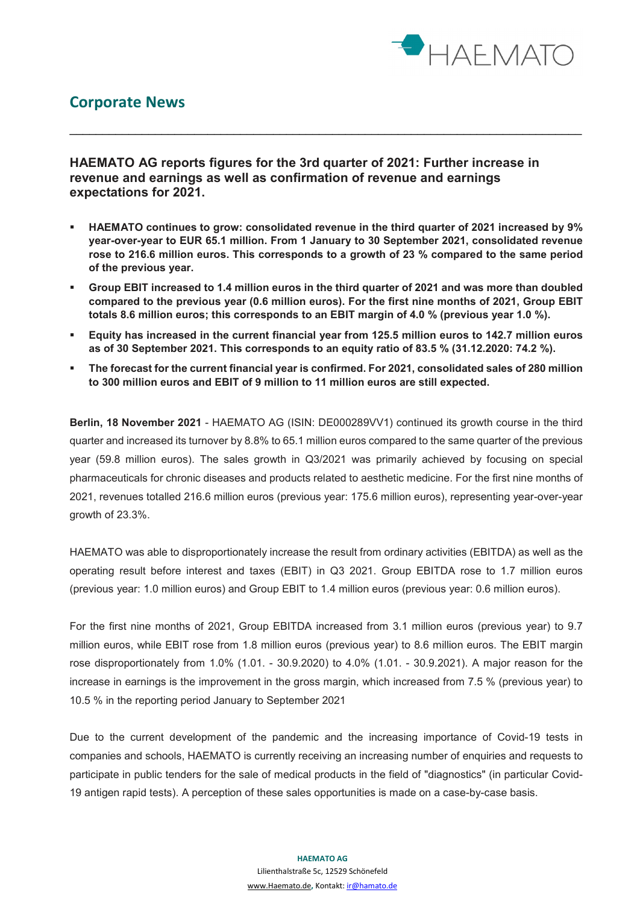## Corporate News

### HAEMATO AG reports figures for the 3rd quarter of 2021: Further increase in revenue and earnings as well as confirmation of revenue and earnings expectations for 2021.

- **HAEMATO continues to grow: consolidated revenue in the third quarter of 2021 increased by 9% year-over-year to EUR 65.1 million. From 1 January to 30 September 2021, consolidated revenue rose to 216.6 million euros. This corresponds to a growth of 23 % compared to the same period of the previous year.**
- **Group EBIT increased to 1.4 million euros in the third quarter of 2021 and was more than doubled compared to the previous year (0.6 million euros). For the first nine months of 2021, Group EBIT totals 8.6 million euros; this corresponds to an EBIT margin of 4.0 % (previous year 1.0 %).**
- **Equity has increased in the current financial year from 125.5 million euros to 142.7 million euros as of 30 September 2021. This corresponds to an equity ratio of 83.5 % (31.12.2020: 74.2 %).**
- **The forecast for the current financial year is confirmed. For 2021, consolidated sales of 280 million to 300 million euros and EBIT of 9 million to 11 million euros are still expected.**

**Berlin, 18 November 2021** - HAEMATO AG (ISIN: DE000289VV1) continued its growth course in the third quarter and increased its turnover by 8.8% to 65.1 million euros compared to the same quarter of the previous year (59.8 million euros). The sales growth in Q3/2021 was primarily achieved by focusing on special pharmaceuticals for chronic diseases and products related to aesthetic medicine. For the first nine months of 2021, revenues totalled 216.6 million euros (previous year: 175.6 million euros), representing year-over-year growth of 23.3%.

HAEMATO was able to disproportionately increase the result from ordinary activities (EBITDA) as well as the operating result before interest and taxes (EBIT) in Q3 2021. Group EBITDA rose to 1.7 million euros (previous year: 1.0 million euros) and Group EBIT to 1.4 million euros (previous year: 0.6 million euros).

For the first nine months of 2021, Group EBITDA increased from 3.1 million euros (previous year) to 9.7 million euros, while EBIT rose from 1.8 million euros (previous year) to 8.6 million euros. The EBIT margin rose disproportionately from 1.0% (1.01. - 30.9.2020) to 4.0% (1.01. - 30.9.2021). A major reason for the increase in earnings is the improvement in the gross margin, which increased from 7.5 % (previous year) to 10.5 % in the reporting period January to September 2021

Due to the current development of the pandemic and the increasing importance of Covid-19 tests in companies and schools, HAEMATO is currently receiving an increasing number of enquiries and requests to participate in public tenders for the sale of medical products in the field of "diagnostics" (in particular Covid-19 antigen rapid tests). A perception of these sales opportunities is made on a case-by-case basis.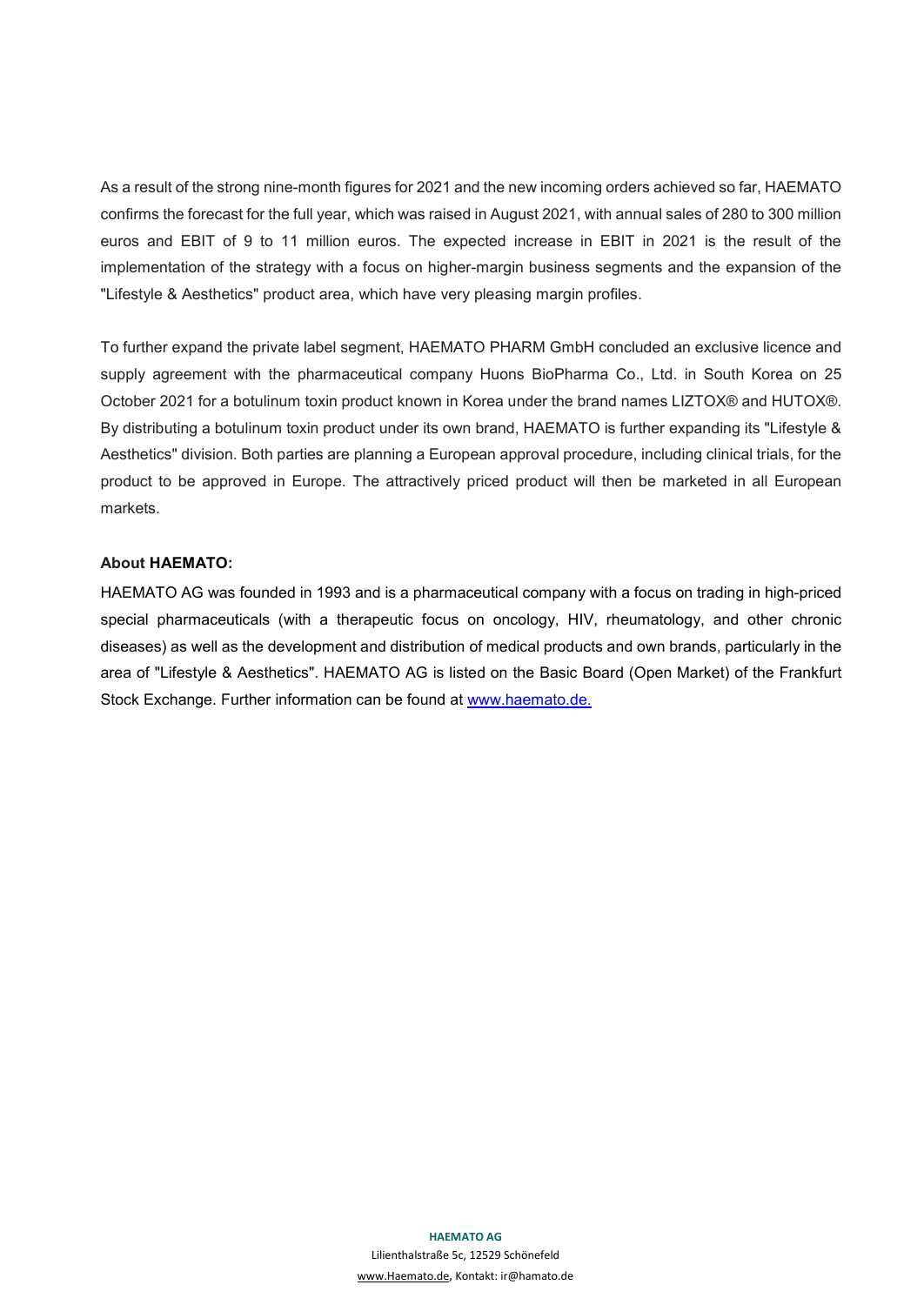As a result of the strong nine-month figures for 2021 and the new incoming orders achieved so far, HAEMATO confirms the forecast for the full year, which was raised in August 2021, with annual sales of 280 to 300 million euros and EBIT of 9 to 11 million euros. The expected increase in EBIT in 2021 is the result of the implementation of the strategy with a focus on higher-margin business segments and the expansion of the "Lifestyle & Aesthetics" product area, which have very pleasing margin profiles.

To further expand the private label segment, HAEMATO PHARM GmbH concluded an exclusive licence and supply agreement with the pharmaceutical company Huons BioPharma Co., Ltd. in South Korea on 25 October 2021 for a botulinum toxin product known in Korea under the brand names LIZTOX® and HUTOX®. By distributing a botulinum toxin product under its own brand, HAEMATO is further expanding its "Lifestyle & Aesthetics" division. Both parties are planning a European approval procedure, including clinical trials, for the product to be approved in Europe. The attractively priced product will then be marketed in all European markets.

**About HAEMATO:**

HAEMATO AG was founded in 1993 and is a pharmaceutical company with a focus on trading in high-priced special pharmaceuticals (with a therapeutic focus on oncology, HIV, rheumatology, and other chronic diseases) as well as the development and distribution of medical products and own brands, particularly in the area of "Lifestyle & Aesthetics". HAEMATO AG is listed on the Basic Board (Open Market) of the Frankfurt Stock Exchange. Further information can be found at www.haemato.de.

**HAEMATO AG**
Lilienthalstraße 5c, 12529 Schönefeld
www.Haemato.de, Kontakt: ir@hamato.de